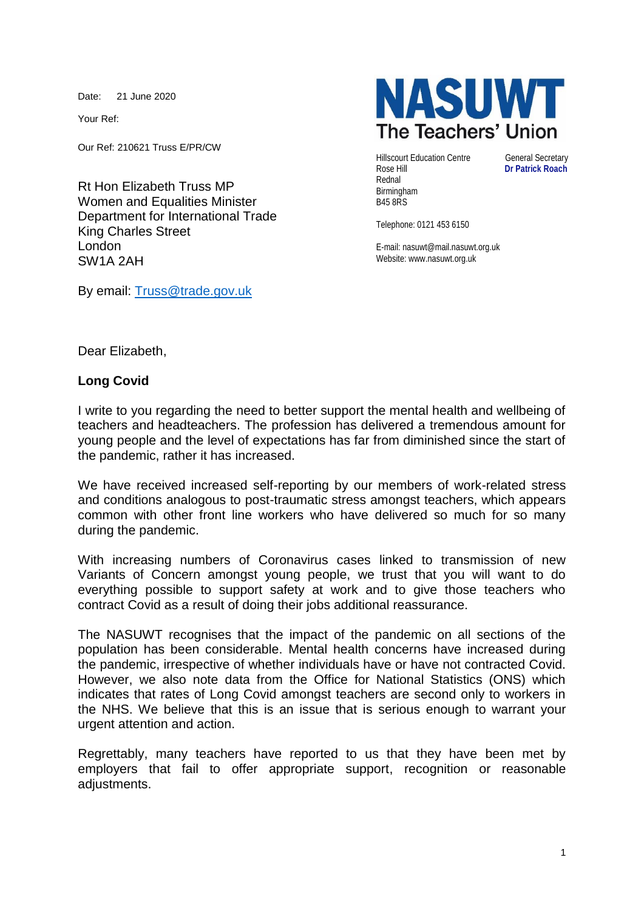Date: 21 June 2020

Your Ref:

Our Ref: 210621 Truss E/PR/CW

**NASUWT**
**The Teachers' Union**

Hillscourt Education Centre
Rose Hill
Rednal
Birmingham
B45 8RS

General Secretary
**Dr Patrick Roach**

Telephone: 0121 453 6150

E-mail: nasuwt@mail.nasuwt.org.uk
Website: www.nasuwt.org.uk

Rt Hon Elizabeth Truss MP
Women and Equalities Minister
Department for International Trade
King Charles Street
London
SW1A 2AH

By email: Truss@trade.gov.uk

Dear Elizabeth,

**Long Covid**

I write to you regarding the need to better support the mental health and wellbeing of teachers and headteachers. The profession has delivered a tremendous amount for young people and the level of expectations has far from diminished since the start of the pandemic, rather it has increased.

We have received increased self-reporting by our members of work-related stress and conditions analogous to post-traumatic stress amongst teachers, which appears common with other front line workers who have delivered so much for so many during the pandemic.

With increasing numbers of Coronavirus cases linked to transmission of new Variants of Concern amongst young people, we trust that you will want to do everything possible to support safety at work and to give those teachers who contract Covid as a result of doing their jobs additional reassurance.

The NASUWT recognises that the impact of the pandemic on all sections of the population has been considerable. Mental health concerns have increased during the pandemic, irrespective of whether individuals have or have not contracted Covid. However, we also note data from the Office for National Statistics (ONS) which indicates that rates of Long Covid amongst teachers are second only to workers in the NHS. We believe that this is an issue that is serious enough to warrant your urgent attention and action.

Regrettably, many teachers have reported to us that they have been met by employers that fail to offer appropriate support, recognition or reasonable adjustments.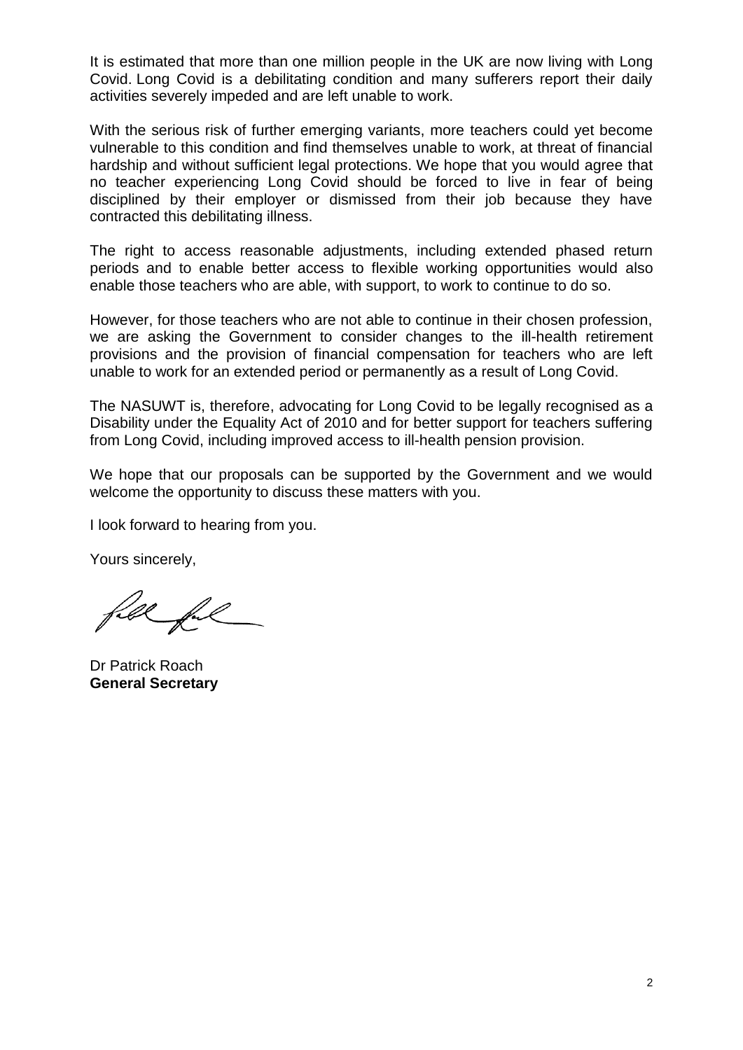It is estimated that more than one million people in the UK are now living with Long Covid. Long Covid is a debilitating condition and many sufferers report their daily activities severely impeded and are left unable to work.

With the serious risk of further emerging variants, more teachers could yet become vulnerable to this condition and find themselves unable to work, at threat of financial hardship and without sufficient legal protections. We hope that you would agree that no teacher experiencing Long Covid should be forced to live in fear of being disciplined by their employer or dismissed from their job because they have contracted this debilitating illness.

The right to access reasonable adjustments, including extended phased return periods and to enable better access to flexible working opportunities would also enable those teachers who are able, with support, to work to continue to do so.

However, for those teachers who are not able to continue in their chosen profession, we are asking the Government to consider changes to the ill-health retirement provisions and the provision of financial compensation for teachers who are left unable to work for an extended period or permanently as a result of Long Covid.

The NASUWT is, therefore, advocating for Long Covid to be legally recognised as a Disability under the Equality Act of 2010 and for better support for teachers suffering from Long Covid, including improved access to ill-health pension provision.

We hope that our proposals can be supported by the Government and we would welcome the opportunity to discuss these matters with you.

I look forward to hearing from you.

Yours sincerely,

Dr Patrick Roach
**General Secretary**